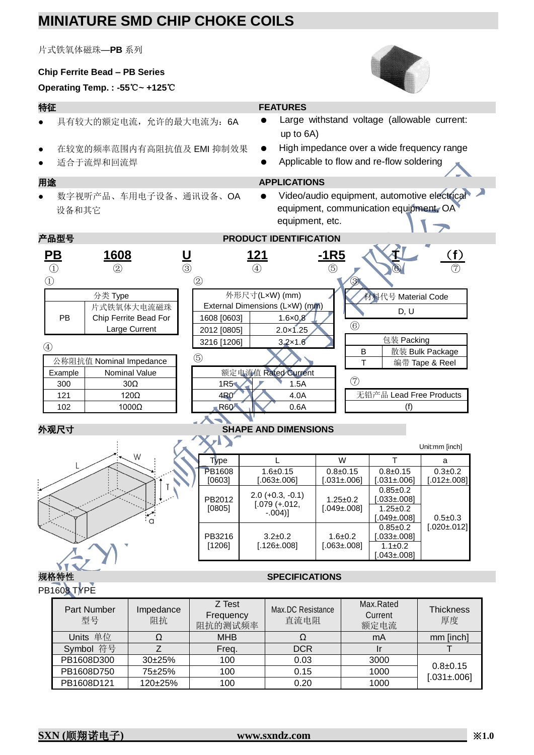# MINIATURE SMD CHIP CHOKE COILS

片式铁氧体磁珠—**PB** 系列

**Chip Ferrite Bead – PB Series**

**Operating Temp. : -55℃~ +125℃**

## 特征

- 具有较大的额定电流，允许的最大电流为：6A
- 在较宽的频率范围内有高阻抗值及 EMI 抑制效果
- 适合于流焊和回流焊

## FEATURES

- Large withstand voltage (allowable current: up to 6A)
- High impedance over a wide frequency range
- Applicable to flow and re-flow soldering

## 用途

- 数字视听产品、车用电子设备、通讯设备、OA 设备和其它

## APPLICATIONS

- Video/audio equipment, automotive electrical equipment, communication equipment, OA equipment, etc.

## 产品型号 PRODUCT IDENTIFICATION

| PB | 1608 | U | 121 | -1R5 | T | (f) |
|---|---|---|---|---|---|---|
| ① | ② | ③ | ④ | ⑤ | ⑥ | ⑦ |

①

| 分类 Type | |
|---|---|
| PB | 片式铁氧体大电流磁珠 Chip Ferrite Bead For Large Current |

②

| 外形尺寸(L×W) (mm) External Dimensions (L×W) (mm) | |
|---|---|
| 1608 [0603] | 1.6×0.8 |
| 2012 [0805] | 2.0×1.25 |
| 3216 [1206] | 3.2×1.6 |

③

| 材料代号 Material Code |
|---|
| D, U |

④

| 公称阻抗值 Nominal Impedance | |
|---|---|
| Example | Nominal Value |
| 300 | 30Ω |
| 121 | 120Ω |
| 102 | 1000Ω |

⑤

| 额定电流值 Rated Current | |
|---|---|
| 1R5 | 1.5A |
| 4R0 | 4.0A |
| R60 | 0.6A |

⑥

| 包装 Packing | |
|---|---|
| B | 散装 Bulk Package |
| T | 编带 Tape & Reel |

⑦

| 无铅产品 Lead Free Products |
|---|
| (f) |

## 外观尺寸 SHAPE AND DIMENSIONS

Unit:mm [inch]

| Type | L | W | T | a |
|---|---|---|---|---|
| PB1608 [0603] | 1.6±0.15 [.063±.006] | 0.8±0.15 [.031±.006] | 0.8±0.15 [.031±.006] | 0.3±0.2 [.012±.008] |
| PB2012 [0805] | 2.0 (+0.3, -0.1) [.079 (+.012, -.004)] | 1.25±0.2 [.049±.008] | 0.85±0.2 [.033±.008] / 1.25±0.2 [.049±.008] | 0.5±0.3 [.020±.012] |
| PB3216 [1206] | 3.2±0.2 [.126±.008] | 1.6±0.2 [.063±.008] | 0.85±0.2 [.033±.008] / 1.1±0.2 [.043±.008] | 0.5±0.3 [.020±.012] |

## 规格特性 SPECIFICATIONS

PB1608 TYPE

| Part Number 型号 | Impedance 阻抗 | Z Test Frequency 阻抗的测试频率 | Max.DC Resistance 直流电阻 | Max.Rated Current 额定电流 | Thickness 厚度 |
|---|---|---|---|---|---|
| Units 单位 | Ω | MHB | Ω | mA | mm [inch] |
| Symbol 符号 | Z | Freq. | DCR | Ir | T |
| PB1608D300 | 30±25% | 100 | 0.03 | 3000 | 0.8±0.15 [.031±.006] |
| PB1608D750 | 75±25% | 100 | 0.15 | 1000 | |
| PB1608D121 | 120±25% | 100 | 0.20 | 1000 | |

SXN (顺翔诺电子) www.sxndz.com ※1.0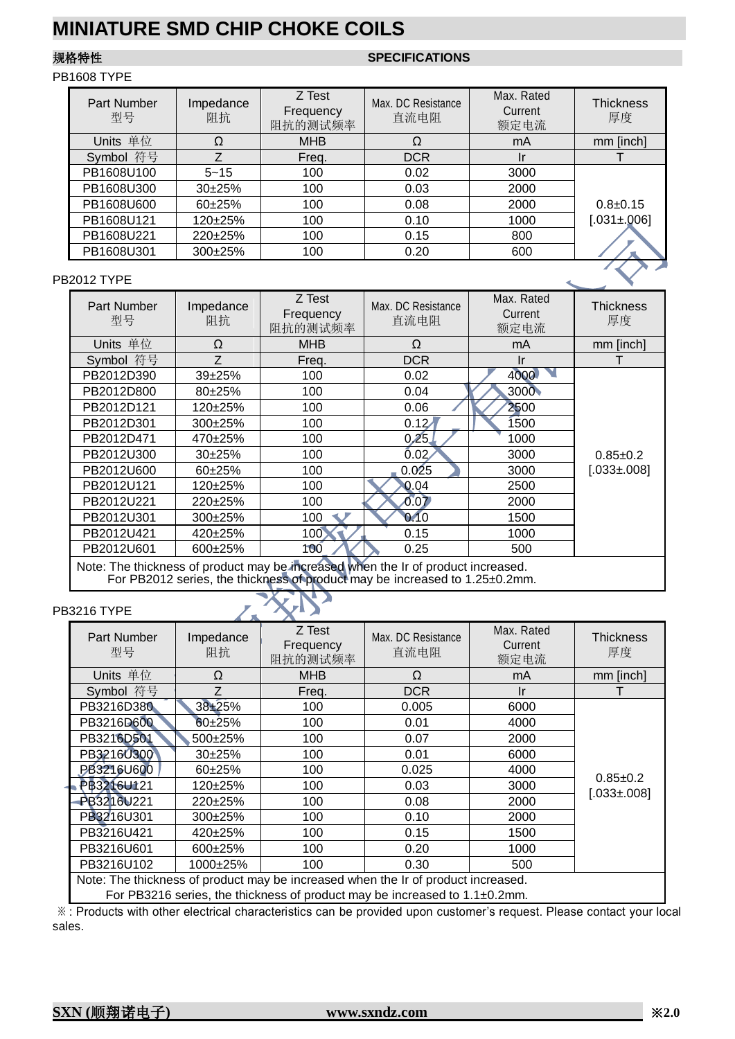# MINIATURE SMD CHIP CHOKE COILS

**规格特性** **SPECIFICATIONS**

PB1608 TYPE

| Part Number 型号 | Impedance 阻抗 | Z Test Frequency 阻抗的测试频率 | Max. DC Resistance 直流电阻 | Max. Rated Current 额定电流 | Thickness 厚度 |
|---|---|---|---|---|---|
| Units 单位 | Ω | MHB | Ω | mA | mm [inch] |
| Symbol 符号 | Z | Freq. | DCR | Ir | T |
| PB1608U100 | 5~15 | 100 | 0.02 | 3000 | 0.8±0.15 [.031±.006] |
| PB1608U300 | 30±25% | 100 | 0.03 | 2000 | |
| PB1608U600 | 60±25% | 100 | 0.08 | 2000 | |
| PB1608U121 | 120±25% | 100 | 0.10 | 1000 | |
| PB1608U221 | 220±25% | 100 | 0.15 | 800 | |
| PB1608U301 | 300±25% | 100 | 0.20 | 600 | |

PB2012 TYPE

| Part Number 型号 | Impedance 阻抗 | Z Test Frequency 阻抗的测试频率 | Max. DC Resistance 直流电阻 | Max. Rated Current 额定电流 | Thickness 厚度 |
|---|---|---|---|---|---|
| Units 单位 | Ω | MHB | Ω | mA | mm [inch] |
| Symbol 符号 | Z | Freq. | DCR | Ir | T |
| PB2012D390 | 39±25% | 100 | 0.02 | 4000 | 0.85±0.2 [.033±.008] |
| PB2012D800 | 80±25% | 100 | 0.04 | 3000 | |
| PB2012D121 | 120±25% | 100 | 0.06 | 2500 | |
| PB2012D301 | 300±25% | 100 | 0.12 | 1500 | |
| PB2012D471 | 470±25% | 100 | 0.25 | 1000 | |
| PB2012U300 | 30±25% | 100 | 0.02 | 3000 | |
| PB2012U600 | 60±25% | 100 | 0.025 | 3000 | |
| PB2012U121 | 120±25% | 100 | 0.04 | 2500 | |
| PB2012U221 | 220±25% | 100 | 0.07 | 2000 | |
| PB2012U301 | 300±25% | 100 | 0.10 | 1500 | |
| PB2012U421 | 420±25% | 100 | 0.15 | 1000 | |
| PB2012U601 | 600±25% | 100 | 0.25 | 500 | |

Note: The thickness of product may be increased when the Ir of product increased.
For PB2012 series, the thickness of product may be increased to 1.25±0.2mm.

PB3216 TYPE

| Part Number 型号 | Impedance 阻抗 | Z Test Frequency 阻抗的测试频率 | Max. DC Resistance 直流电阻 | Max. Rated Current 额定电流 | Thickness 厚度 |
|---|---|---|---|---|---|
| Units 单位 | Ω | MHB | Ω | mA | mm [inch] |
| Symbol 符号 | Z | Freq. | DCR | Ir | T |
| PB3216D380 | 38±25% | 100 | 0.005 | 6000 | 0.85±0.2 [.033±.008] |
| PB3216D600 | 60±25% | 100 | 0.01 | 4000 | |
| PB3216D501 | 500±25% | 100 | 0.07 | 2000 | |
| PB3216U300 | 30±25% | 100 | 0.01 | 6000 | |
| PB3216U600 | 60±25% | 100 | 0.025 | 4000 | |
| PB3216U121 | 120±25% | 100 | 0.03 | 3000 | |
| PB3216U221 | 220±25% | 100 | 0.08 | 2000 | |
| PB3216U301 | 300±25% | 100 | 0.10 | 2000 | |
| PB3216U421 | 420±25% | 100 | 0.15 | 1500 | |
| PB3216U601 | 600±25% | 100 | 0.20 | 1000 | |
| PB3216U102 | 1000±25% | 100 | 0.30 | 500 | |

Note: The thickness of product may be increased when the Ir of product increased.
For PB3216 series, the thickness of product may be increased to 1.1±0.2mm.

※: Products with other electrical characteristics can be provided upon customer's request. Please contact your local sales.